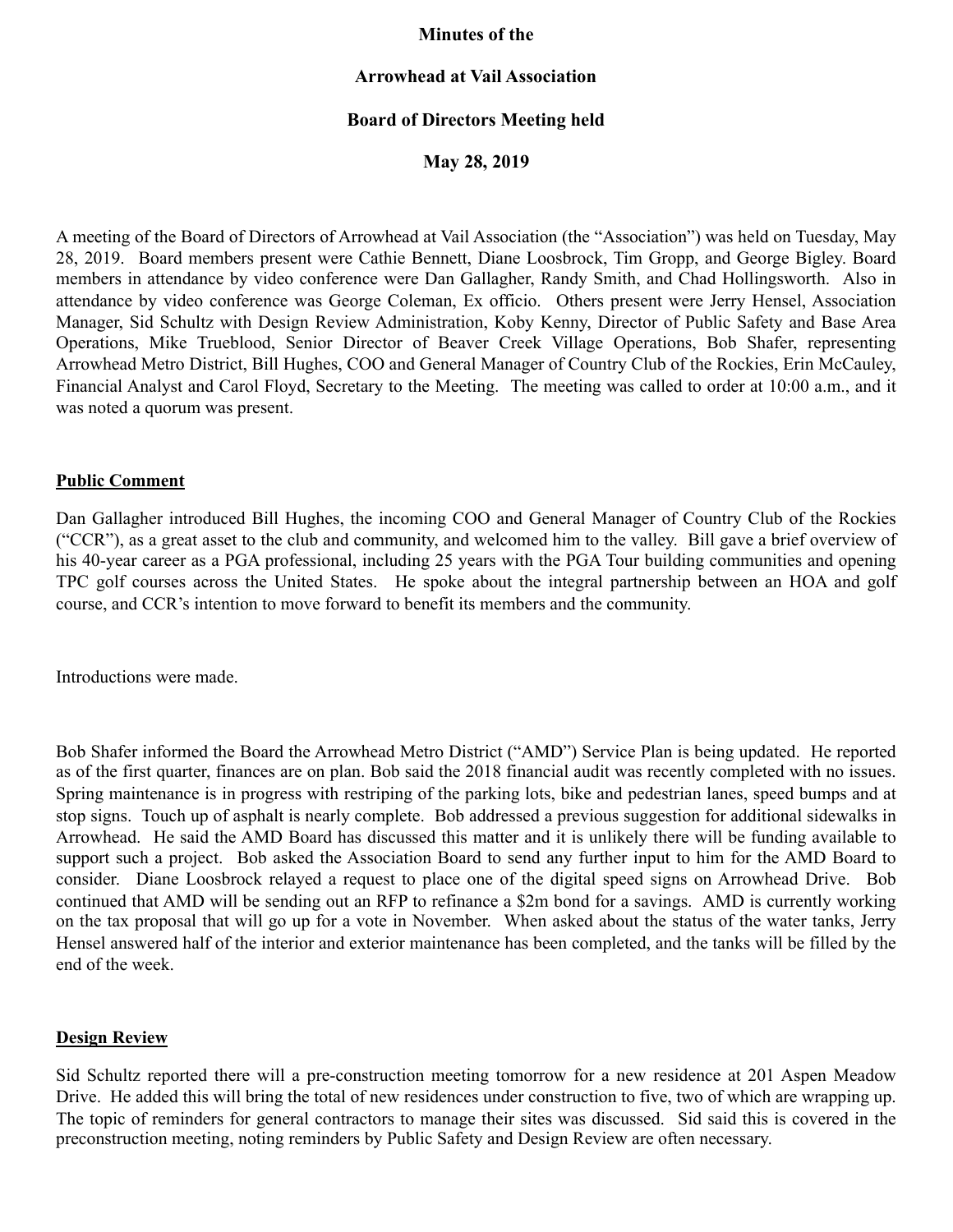**Minutes of the**

**Arrowhead at Vail Association**

**Board of Directors Meeting held**

**May 28, 2019**

A meeting of the Board of Directors of Arrowhead at Vail Association (the "Association") was held on Tuesday, May 28, 2019. Board members present were Cathie Bennett, Diane Loosbrock, Tim Gropp, and George Bigley. Board members in attendance by video conference were Dan Gallagher, Randy Smith, and Chad Hollingsworth. Also in attendance by video conference was George Coleman, Ex officio. Others present were Jerry Hensel, Association Manager, Sid Schultz with Design Review Administration, Koby Kenny, Director of Public Safety and Base Area Operations, Mike Trueblood, Senior Director of Beaver Creek Village Operations, Bob Shafer, representing Arrowhead Metro District, Bill Hughes, COO and General Manager of Country Club of the Rockies, Erin McCauley, Financial Analyst and Carol Floyd, Secretary to the Meeting. The meeting was called to order at 10:00 a.m., and it was noted a quorum was present.

**Public Comment**

Dan Gallagher introduced Bill Hughes, the incoming COO and General Manager of Country Club of the Rockies ("CCR"), as a great asset to the club and community, and welcomed him to the valley. Bill gave a brief overview of his 40-year career as a PGA professional, including 25 years with the PGA Tour building communities and opening TPC golf courses across the United States. He spoke about the integral partnership between an HOA and golf course, and CCR's intention to move forward to benefit its members and the community.

Introductions were made.

Bob Shafer informed the Board the Arrowhead Metro District ("AMD") Service Plan is being updated. He reported as of the first quarter, finances are on plan. Bob said the 2018 financial audit was recently completed with no issues. Spring maintenance is in progress with restriping of the parking lots, bike and pedestrian lanes, speed bumps and at stop signs. Touch up of asphalt is nearly complete. Bob addressed a previous suggestion for additional sidewalks in Arrowhead. He said the AMD Board has discussed this matter and it is unlikely there will be funding available to support such a project. Bob asked the Association Board to send any further input to him for the AMD Board to consider. Diane Loosbrock relayed a request to place one of the digital speed signs on Arrowhead Drive. Bob continued that AMD will be sending out an RFP to refinance a $2m bond for a savings. AMD is currently working on the tax proposal that will go up for a vote in November. When asked about the status of the water tanks, Jerry Hensel answered half of the interior and exterior maintenance has been completed, and the tanks will be filled by the end of the week.

**Design Review**

Sid Schultz reported there will a pre-construction meeting tomorrow for a new residence at 201 Aspen Meadow Drive. He added this will bring the total of new residences under construction to five, two of which are wrapping up. The topic of reminders for general contractors to manage their sites was discussed. Sid said this is covered in the preconstruction meeting, noting reminders by Public Safety and Design Review are often necessary.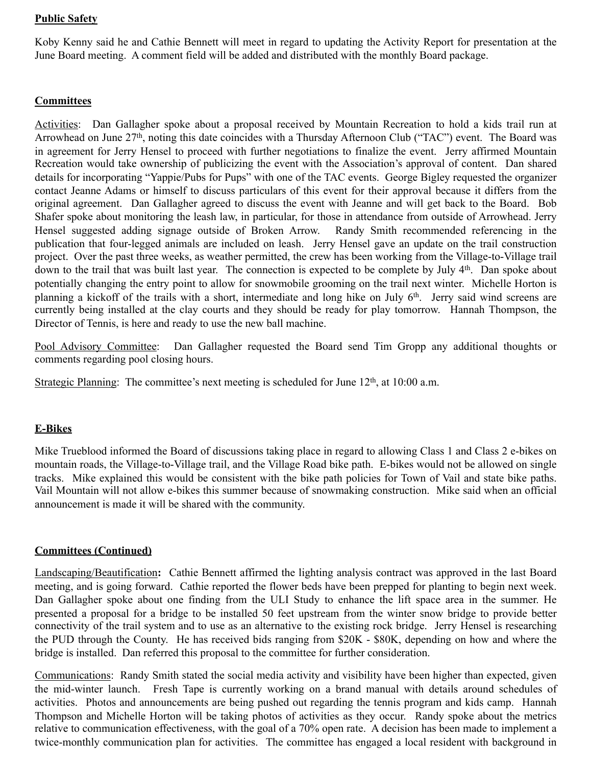**Public Safety**

Koby Kenny said he and Cathie Bennett will meet in regard to updating the Activity Report for presentation at the June Board meeting. A comment field will be added and distributed with the monthly Board package.

**Committees**

Activities: Dan Gallagher spoke about a proposal received by Mountain Recreation to hold a kids trail run at Arrowhead on June 27th, noting this date coincides with a Thursday Afternoon Club ("TAC") event. The Board was in agreement for Jerry Hensel to proceed with further negotiations to finalize the event. Jerry affirmed Mountain Recreation would take ownership of publicizing the event with the Association's approval of content. Dan shared details for incorporating "Yappie/Pubs for Pups" with one of the TAC events. George Bigley requested the organizer contact Jeanne Adams or himself to discuss particulars of this event for their approval because it differs from the original agreement. Dan Gallagher agreed to discuss the event with Jeanne and will get back to the Board. Bob Shafer spoke about monitoring the leash law, in particular, for those in attendance from outside of Arrowhead. Jerry Hensel suggested adding signage outside of Broken Arrow. Randy Smith recommended referencing in the publication that four-legged animals are included on leash. Jerry Hensel gave an update on the trail construction project. Over the past three weeks, as weather permitted, the crew has been working from the Village-to-Village trail down to the trail that was built last year. The connection is expected to be complete by July 4th. Dan spoke about potentially changing the entry point to allow for snowmobile grooming on the trail next winter. Michelle Horton is planning a kickoff of the trails with a short, intermediate and long hike on July 6th. Jerry said wind screens are currently being installed at the clay courts and they should be ready for play tomorrow. Hannah Thompson, the Director of Tennis, is here and ready to use the new ball machine.

Pool Advisory Committee: Dan Gallagher requested the Board send Tim Gropp any additional thoughts or comments regarding pool closing hours.

Strategic Planning: The committee's next meeting is scheduled for June 12th, at 10:00 a.m.

**E-Bikes**

Mike Trueblood informed the Board of discussions taking place in regard to allowing Class 1 and Class 2 e-bikes on mountain roads, the Village-to-Village trail, and the Village Road bike path. E-bikes would not be allowed on single tracks. Mike explained this would be consistent with the bike path policies for Town of Vail and state bike paths. Vail Mountain will not allow e-bikes this summer because of snowmaking construction. Mike said when an official announcement is made it will be shared with the community.

**Committees (Continued)**

Landscaping/Beautification**:** Cathie Bennett affirmed the lighting analysis contract was approved in the last Board meeting, and is going forward. Cathie reported the flower beds have been prepped for planting to begin next week. Dan Gallagher spoke about one finding from the ULI Study to enhance the lift space area in the summer. He presented a proposal for a bridge to be installed 50 feet upstream from the winter snow bridge to provide better connectivity of the trail system and to use as an alternative to the existing rock bridge. Jerry Hensel is researching the PUD through the County. He has received bids ranging from $20K - $80K, depending on how and where the bridge is installed. Dan referred this proposal to the committee for further consideration.

Communications: Randy Smith stated the social media activity and visibility have been higher than expected, given the mid-winter launch. Fresh Tape is currently working on a brand manual with details around schedules of activities. Photos and announcements are being pushed out regarding the tennis program and kids camp. Hannah Thompson and Michelle Horton will be taking photos of activities as they occur. Randy spoke about the metrics relative to communication effectiveness, with the goal of a 70% open rate. A decision has been made to implement a twice-monthly communication plan for activities. The committee has engaged a local resident with background in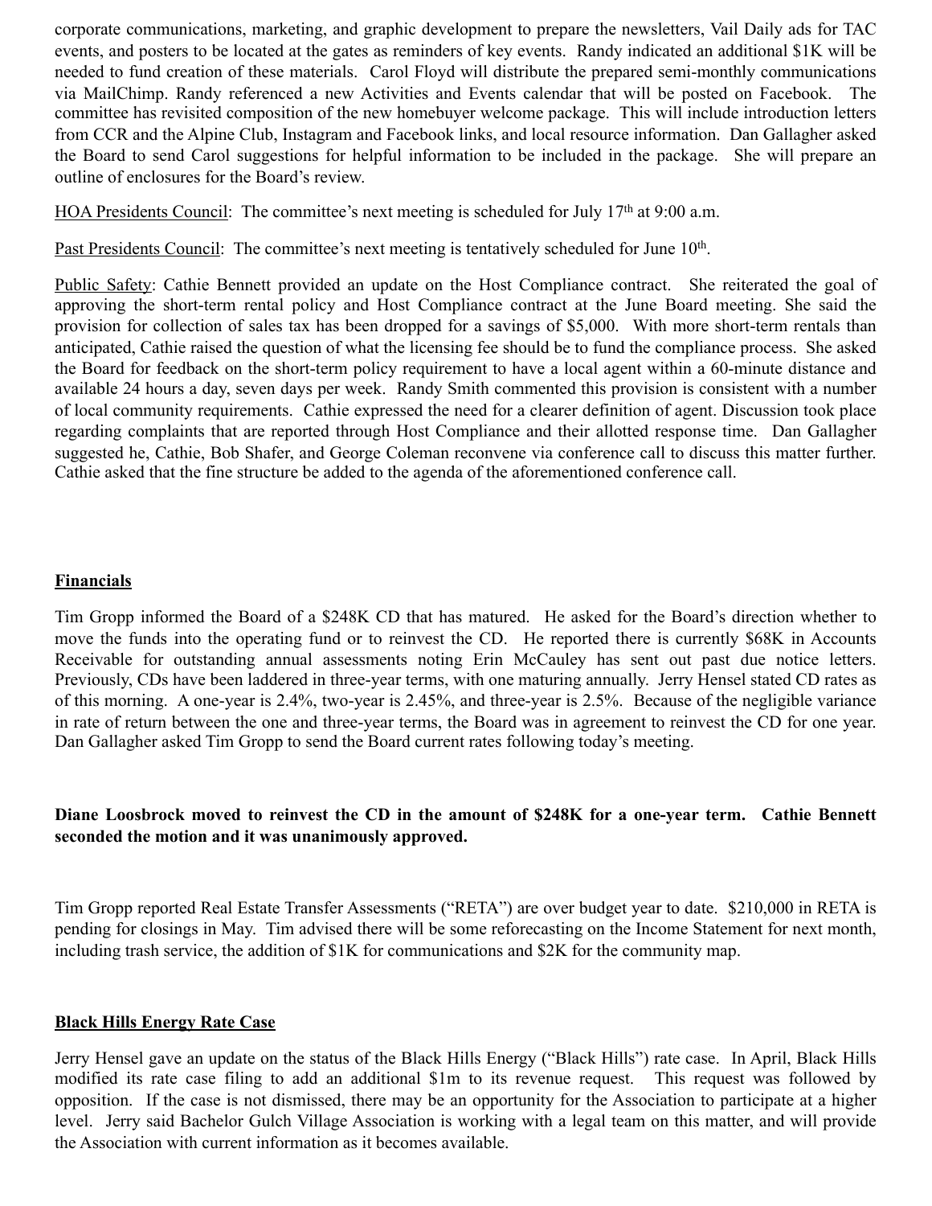corporate communications, marketing, and graphic development to prepare the newsletters, Vail Daily ads for TAC events, and posters to be located at the gates as reminders of key events. Randy indicated an additional $1K will be needed to fund creation of these materials. Carol Floyd will distribute the prepared semi-monthly communications via MailChimp. Randy referenced a new Activities and Events calendar that will be posted on Facebook. The committee has revisited composition of the new homebuyer welcome package. This will include introduction letters from CCR and the Alpine Club, Instagram and Facebook links, and local resource information. Dan Gallagher asked the Board to send Carol suggestions for helpful information to be included in the package. She will prepare an outline of enclosures for the Board's review.

<u>HOA Presidents Council</u>: The committee's next meeting is scheduled for July 17th at 9:00 a.m.

<u>Past Presidents Council</u>: The committee's next meeting is tentatively scheduled for June 10th.

<u>Public Safety</u>: Cathie Bennett provided an update on the Host Compliance contract. She reiterated the goal of approving the short-term rental policy and Host Compliance contract at the June Board meeting. She said the provision for collection of sales tax has been dropped for a savings of $5,000. With more short-term rentals than anticipated, Cathie raised the question of what the licensing fee should be to fund the compliance process. She asked the Board for feedback on the short-term policy requirement to have a local agent within a 60-minute distance and available 24 hours a day, seven days per week. Randy Smith commented this provision is consistent with a number of local community requirements. Cathie expressed the need for a clearer definition of agent. Discussion took place regarding complaints that are reported through Host Compliance and their allotted response time. Dan Gallagher suggested he, Cathie, Bob Shafer, and George Coleman reconvene via conference call to discuss this matter further. Cathie asked that the fine structure be added to the agenda of the aforementioned conference call.

## **<u>Financials</u>**

Tim Gropp informed the Board of a $248K CD that has matured. He asked for the Board's direction whether to move the funds into the operating fund or to reinvest the CD. He reported there is currently $68K in Accounts Receivable for outstanding annual assessments noting Erin McCauley has sent out past due notice letters. Previously, CDs have been laddered in three-year terms, with one maturing annually. Jerry Hensel stated CD rates as of this morning. A one-year is 2.4%, two-year is 2.45%, and three-year is 2.5%. Because of the negligible variance in rate of return between the one and three-year terms, the Board was in agreement to reinvest the CD for one year. Dan Gallagher asked Tim Gropp to send the Board current rates following today's meeting.

**Diane Loosbrock moved to reinvest the CD in the amount of $248K for a one-year term. Cathie Bennett seconded the motion and it was unanimously approved.**

Tim Gropp reported Real Estate Transfer Assessments ("RETA") are over budget year to date. $210,000 in RETA is pending for closings in May. Tim advised there will be some reforecasting on the Income Statement for next month, including trash service, the addition of $1K for communications and $2K for the community map.

## **<u>Black Hills Energy Rate Case</u>**

Jerry Hensel gave an update on the status of the Black Hills Energy ("Black Hills") rate case. In April, Black Hills modified its rate case filing to add an additional $1m to its revenue request. This request was followed by opposition. If the case is not dismissed, there may be an opportunity for the Association to participate at a higher level. Jerry said Bachelor Gulch Village Association is working with a legal team on this matter, and will provide the Association with current information as it becomes available.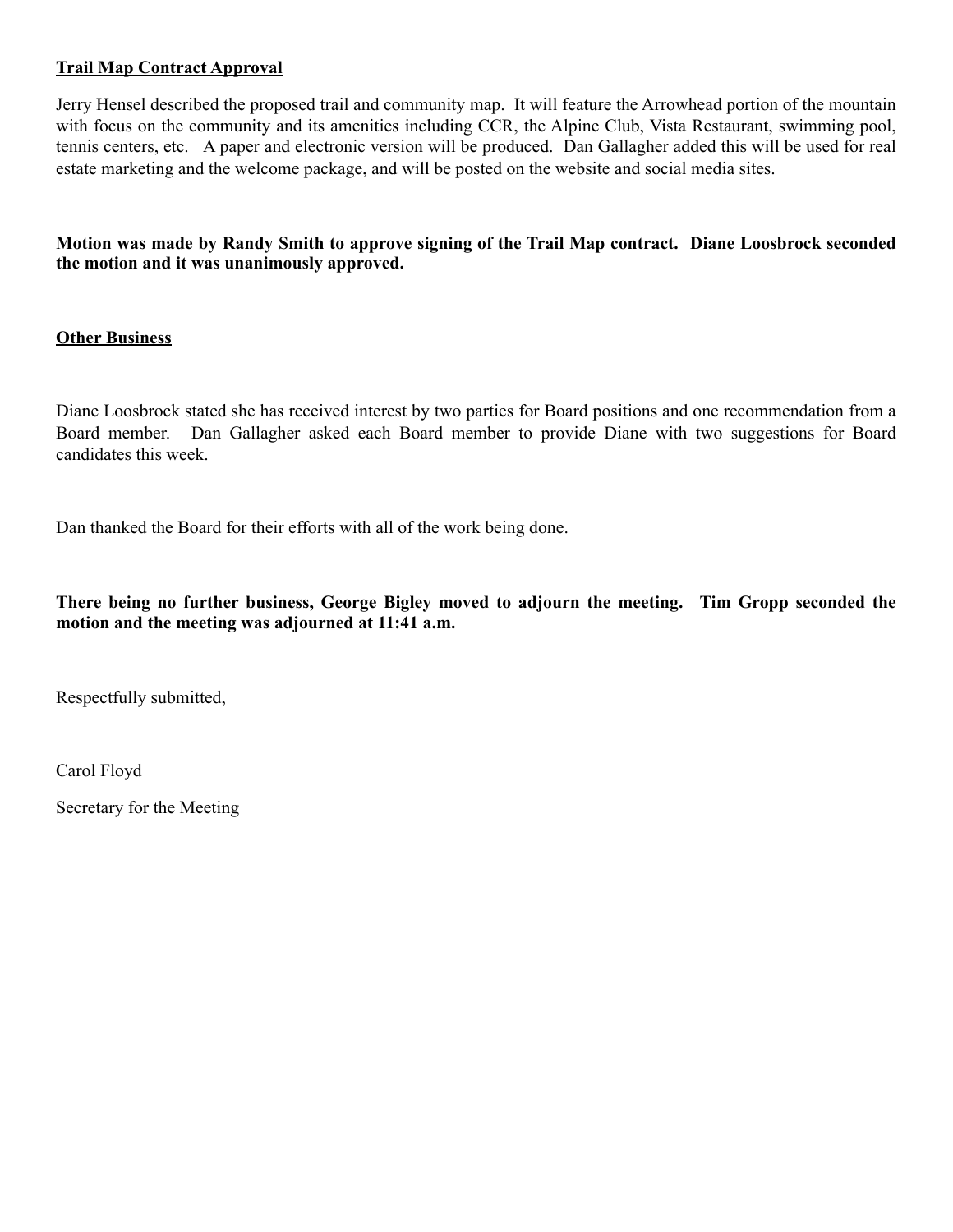**Trail Map Contract Approval**

Jerry Hensel described the proposed trail and community map. It will feature the Arrowhead portion of the mountain with focus on the community and its amenities including CCR, the Alpine Club, Vista Restaurant, swimming pool, tennis centers, etc. A paper and electronic version will be produced. Dan Gallagher added this will be used for real estate marketing and the welcome package, and will be posted on the website and social media sites.

**Motion was made by Randy Smith to approve signing of the Trail Map contract. Diane Loosbrock seconded the motion and it was unanimously approved.**

**Other Business**

Diane Loosbrock stated she has received interest by two parties for Board positions and one recommendation from a Board member. Dan Gallagher asked each Board member to provide Diane with two suggestions for Board candidates this week.

Dan thanked the Board for their efforts with all of the work being done.

**There being no further business, George Bigley moved to adjourn the meeting. Tim Gropp seconded the motion and the meeting was adjourned at 11:41 a.m.**

Respectfully submitted,

Carol Floyd

Secretary for the Meeting